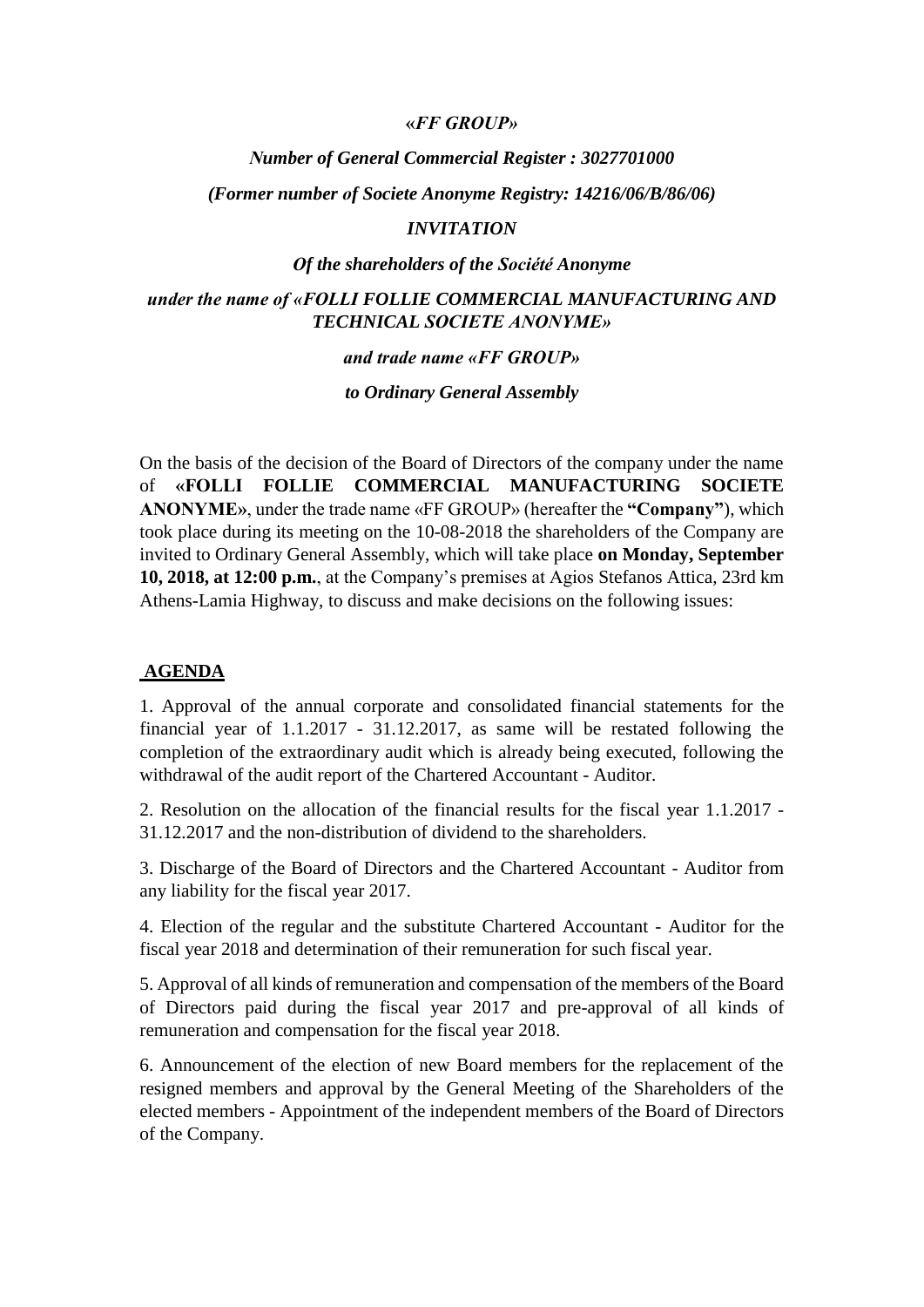***«FF GROUP»***

***Number of General Commercial Register : 3027701000***

***(Former number of Societe Anonyme Registry: 14216/06/B/86/06)***

***INVITATION***

***Of the shareholders of the Société Anonyme***

***under the name of «FOLLI FOLLIE COMMERCIAL MANUFACTURING AND TECHNICAL SOCIETE ANONYME»***

***and trade name «FF GROUP»***

***to Ordinary General Assembly***

On the basis of the decision of the Board of Directors of the company under the name of **«FOLLI FOLLIE COMMERCIAL MANUFACTURING SOCIETE ANONYME»**, under the trade name «FF GROUP» (hereafter the **"Company"**), which took place during its meeting on the 10-08-2018 the shareholders of the Company are invited to Ordinary General Assembly, which will take place **on Monday, September 10, 2018, at 12:00 p.m.**, at the Company's premises at Agios Stefanos Attica, 23rd km Athens-Lamia Highway, to discuss and make decisions on the following issues:

## AGENDA

1. Approval of the annual corporate and consolidated financial statements for the financial year of 1.1.2017 - 31.12.2017, as same will be restated following the completion of the extraordinary audit which is already being executed, following the withdrawal of the audit report of the Chartered Accountant - Auditor.

2. Resolution on the allocation of the financial results for the fiscal year 1.1.2017 - 31.12.2017 and the non-distribution of dividend to the shareholders.

3. Discharge of the Board of Directors and the Chartered Accountant - Auditor from any liability for the fiscal year 2017.

4. Election of the regular and the substitute Chartered Accountant - Auditor for the fiscal year 2018 and determination of their remuneration for such fiscal year.

5. Approval of all kinds of remuneration and compensation of the members of the Board of Directors paid during the fiscal year 2017 and pre-approval of all kinds of remuneration and compensation for the fiscal year 2018.

6. Announcement of the election of new Board members for the replacement of the resigned members and approval by the General Meeting of the Shareholders of the elected members - Appointment of the independent members of the Board of Directors of the Company.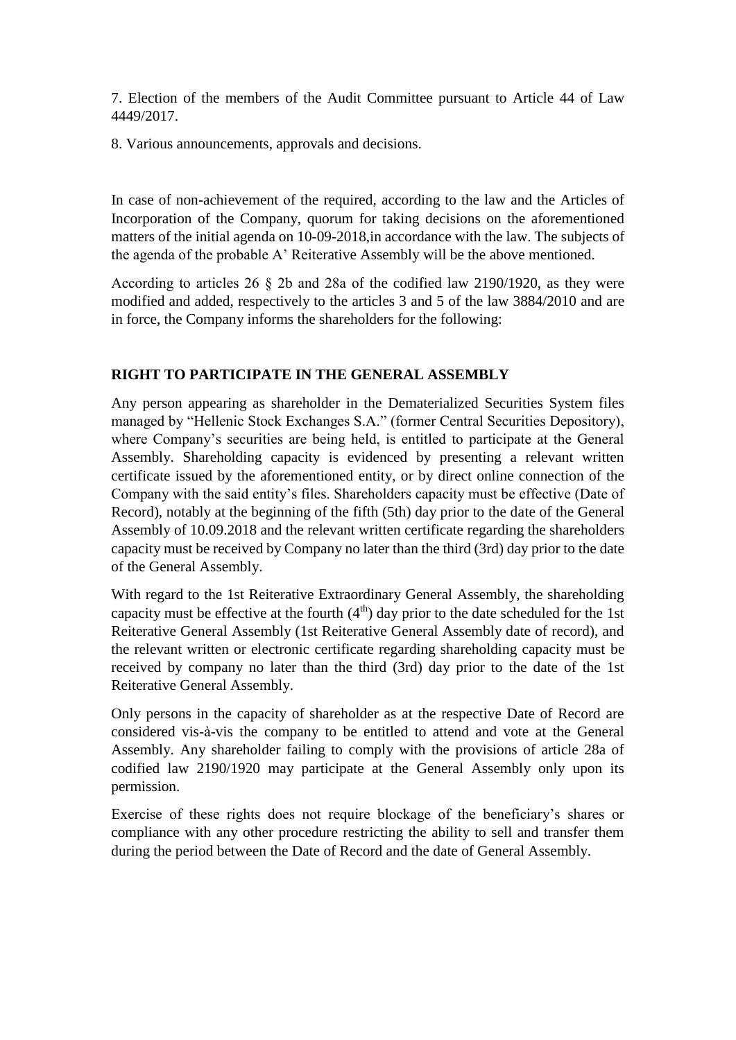7. Election of the members of the Audit Committee pursuant to Article 44 of Law 4449/2017.

8. Various announcements, approvals and decisions.

In case of non-achievement of the required, according to the law and the Articles of Incorporation of the Company, quorum for taking decisions on the aforementioned matters of the initial agenda on 10-09-2018,in accordance with the law. The subjects of the agenda of the probable A' Reiterative Assembly will be the above mentioned.

According to articles 26 § 2b and 28a of the codified law 2190/1920, as they were modified and added, respectively to the articles 3 and 5 of the law 3884/2010 and are in force, the Company informs the shareholders for the following:

**RIGHT TO PARTICIPATE IN THE GENERAL ASSEMBLY**

Any person appearing as shareholder in the Dematerialized Securities System files managed by "Hellenic Stock Exchanges S.A." (former Central Securities Depository), where Company's securities are being held, is entitled to participate at the General Assembly. Shareholding capacity is evidenced by presenting a relevant written certificate issued by the aforementioned entity, or by direct online connection of the Company with the said entity's files. Shareholders capacity must be effective (Date of Record), notably at the beginning of the fifth (5th) day prior to the date of the General Assembly of 10.09.2018 and the relevant written certificate regarding the shareholders capacity must be received by Company no later than the third (3rd) day prior to the date of the General Assembly.

With regard to the 1st Reiterative Extraordinary General Assembly, the shareholding capacity must be effective at the fourth (4th) day prior to the date scheduled for the 1st Reiterative General Assembly (1st Reiterative General Assembly date of record), and the relevant written or electronic certificate regarding shareholding capacity must be received by company no later than the third (3rd) day prior to the date of the 1st Reiterative General Assembly.

Only persons in the capacity of shareholder as at the respective Date of Record are considered vis-à-vis the company to be entitled to attend and vote at the General Assembly. Any shareholder failing to comply with the provisions of article 28a of codified law 2190/1920 may participate at the General Assembly only upon its permission.

Exercise of these rights does not require blockage of the beneficiary's shares or compliance with any other procedure restricting the ability to sell and transfer them during the period between the Date of Record and the date of General Assembly.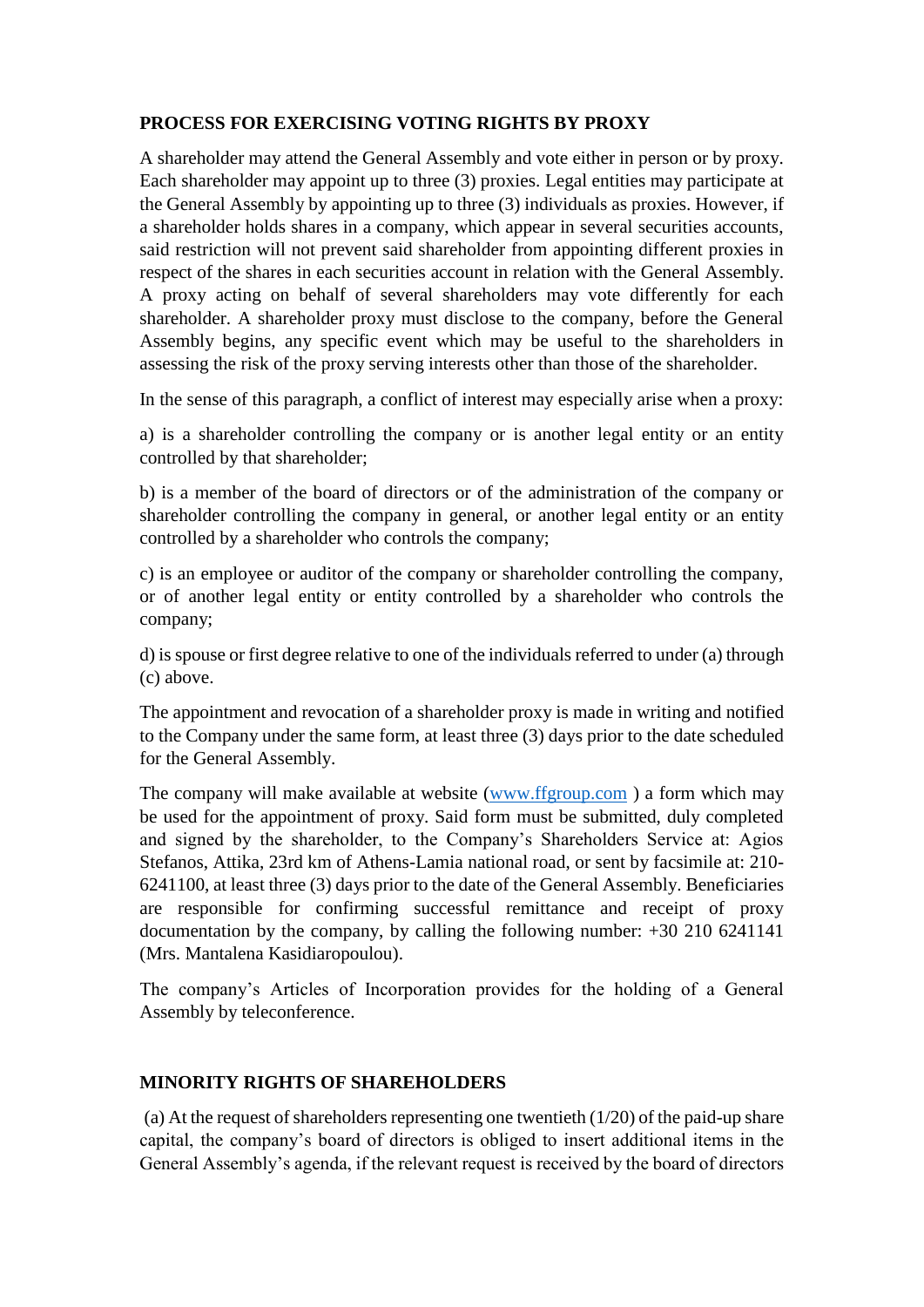**PROCESS FOR EXERCISING VOTING RIGHTS BY PROXY**

A shareholder may attend the General Assembly and vote either in person or by proxy. Each shareholder may appoint up to three (3) proxies. Legal entities may participate at the General Assembly by appointing up to three (3) individuals as proxies. However, if a shareholder holds shares in a company, which appear in several securities accounts, said restriction will not prevent said shareholder from appointing different proxies in respect of the shares in each securities account in relation with the General Assembly. A proxy acting on behalf of several shareholders may vote differently for each shareholder. A shareholder proxy must disclose to the company, before the General Assembly begins, any specific event which may be useful to the shareholders in assessing the risk of the proxy serving interests other than those of the shareholder.

In the sense of this paragraph, a conflict of interest may especially arise when a proxy:

a) is a shareholder controlling the company or is another legal entity or an entity controlled by that shareholder;

b) is a member of the board of directors or of the administration of the company or shareholder controlling the company in general, or another legal entity or an entity controlled by a shareholder who controls the company;

c) is an employee or auditor of the company or shareholder controlling the company, or of another legal entity or entity controlled by a shareholder who controls the company;

d) is spouse or first degree relative to one of the individuals referred to under (a) through (c) above.

The appointment and revocation of a shareholder proxy is made in writing and notified to the Company under the same form, at least three (3) days prior to the date scheduled for the General Assembly.

The company will make available at website ([www.ffgroup.com](http://www.ffgroup.com) ) a form which may be used for the appointment of proxy. Said form must be submitted, duly completed and signed by the shareholder, to the Company's Shareholders Service at: Agios Stefanos, Attika, 23rd km of Athens-Lamia national road, or sent by facsimile at: 210-6241100, at least three (3) days prior to the date of the General Assembly. Beneficiaries are responsible for confirming successful remittance and receipt of proxy documentation by the company, by calling the following number: +30 210 6241141 (Mrs. Mantalena Kasidiaropoulou).

The company's Articles of Incorporation provides for the holding of a General Assembly by teleconference.

**MINORITY RIGHTS OF SHAREHOLDERS**

(a) At the request of shareholders representing one twentieth (1/20) of the paid-up share capital, the company's board of directors is obliged to insert additional items in the General Assembly's agenda, if the relevant request is received by the board of directors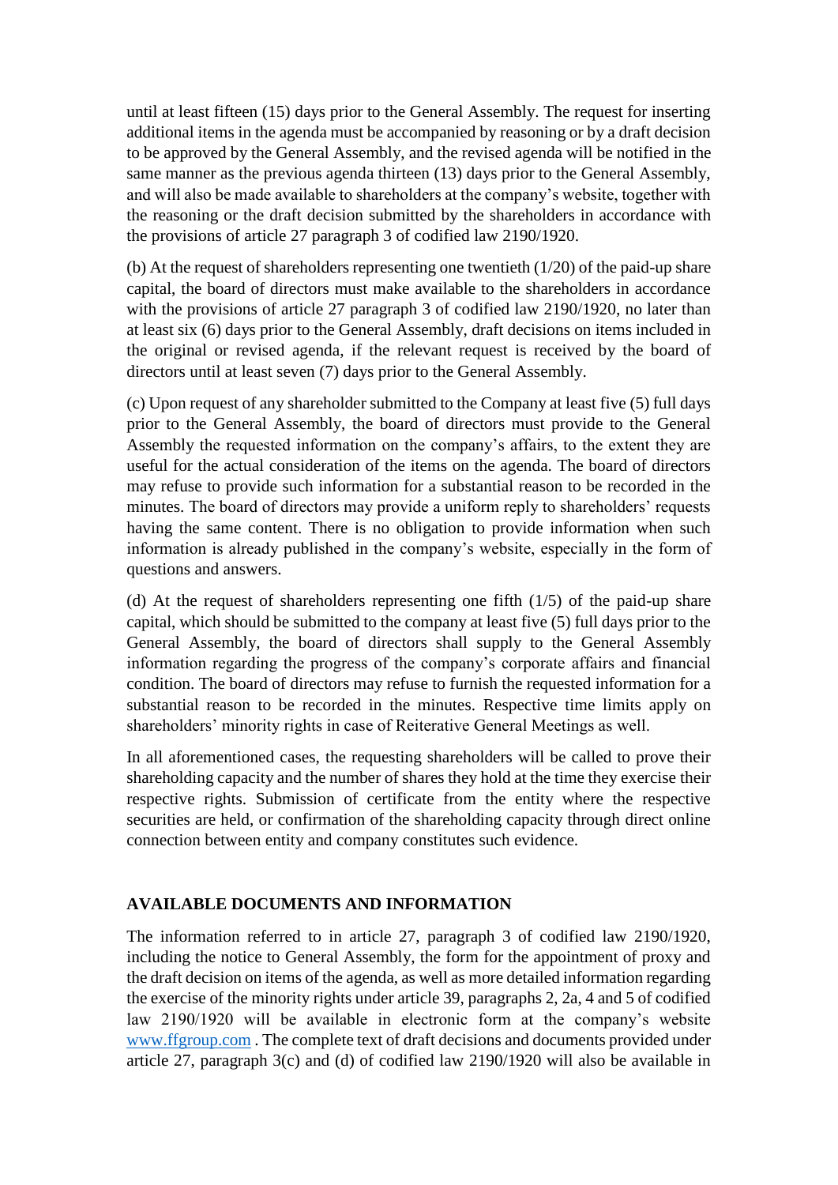until at least fifteen (15) days prior to the General Assembly. The request for inserting additional items in the agenda must be accompanied by reasoning or by a draft decision to be approved by the General Assembly, and the revised agenda will be notified in the same manner as the previous agenda thirteen (13) days prior to the General Assembly, and will also be made available to shareholders at the company's website, together with the reasoning or the draft decision submitted by the shareholders in accordance with the provisions of article 27 paragraph 3 of codified law 2190/1920.

(b) At the request of shareholders representing one twentieth (1/20) of the paid-up share capital, the board of directors must make available to the shareholders in accordance with the provisions of article 27 paragraph 3 of codified law 2190/1920, no later than at least six (6) days prior to the General Assembly, draft decisions on items included in the original or revised agenda, if the relevant request is received by the board of directors until at least seven (7) days prior to the General Assembly.

(c) Upon request of any shareholder submitted to the Company at least five (5) full days prior to the General Assembly, the board of directors must provide to the General Assembly the requested information on the company's affairs, to the extent they are useful for the actual consideration of the items on the agenda. The board of directors may refuse to provide such information for a substantial reason to be recorded in the minutes. The board of directors may provide a uniform reply to shareholders' requests having the same content. There is no obligation to provide information when such information is already published in the company's website, especially in the form of questions and answers.

(d) At the request of shareholders representing one fifth (1/5) of the paid-up share capital, which should be submitted to the company at least five (5) full days prior to the General Assembly, the board of directors shall supply to the General Assembly information regarding the progress of the company's corporate affairs and financial condition. The board of directors may refuse to furnish the requested information for a substantial reason to be recorded in the minutes. Respective time limits apply on shareholders' minority rights in case of Reiterative General Meetings as well.

In all aforementioned cases, the requesting shareholders will be called to prove their shareholding capacity and the number of shares they hold at the time they exercise their respective rights. Submission of certificate from the entity where the respective securities are held, or confirmation of the shareholding capacity through direct online connection between entity and company constitutes such evidence.

## AVAILABLE DOCUMENTS AND INFORMATION

The information referred to in article 27, paragraph 3 of codified law 2190/1920, including the notice to General Assembly, the form for the appointment of proxy and the draft decision on items of the agenda, as well as more detailed information regarding the exercise of the minority rights under article 39, paragraphs 2, 2a, 4 and 5 of codified law 2190/1920 will be available in electronic form at the company's website www.ffgroup.com . The complete text of draft decisions and documents provided under article 27, paragraph 3(c) and (d) of codified law 2190/1920 will also be available in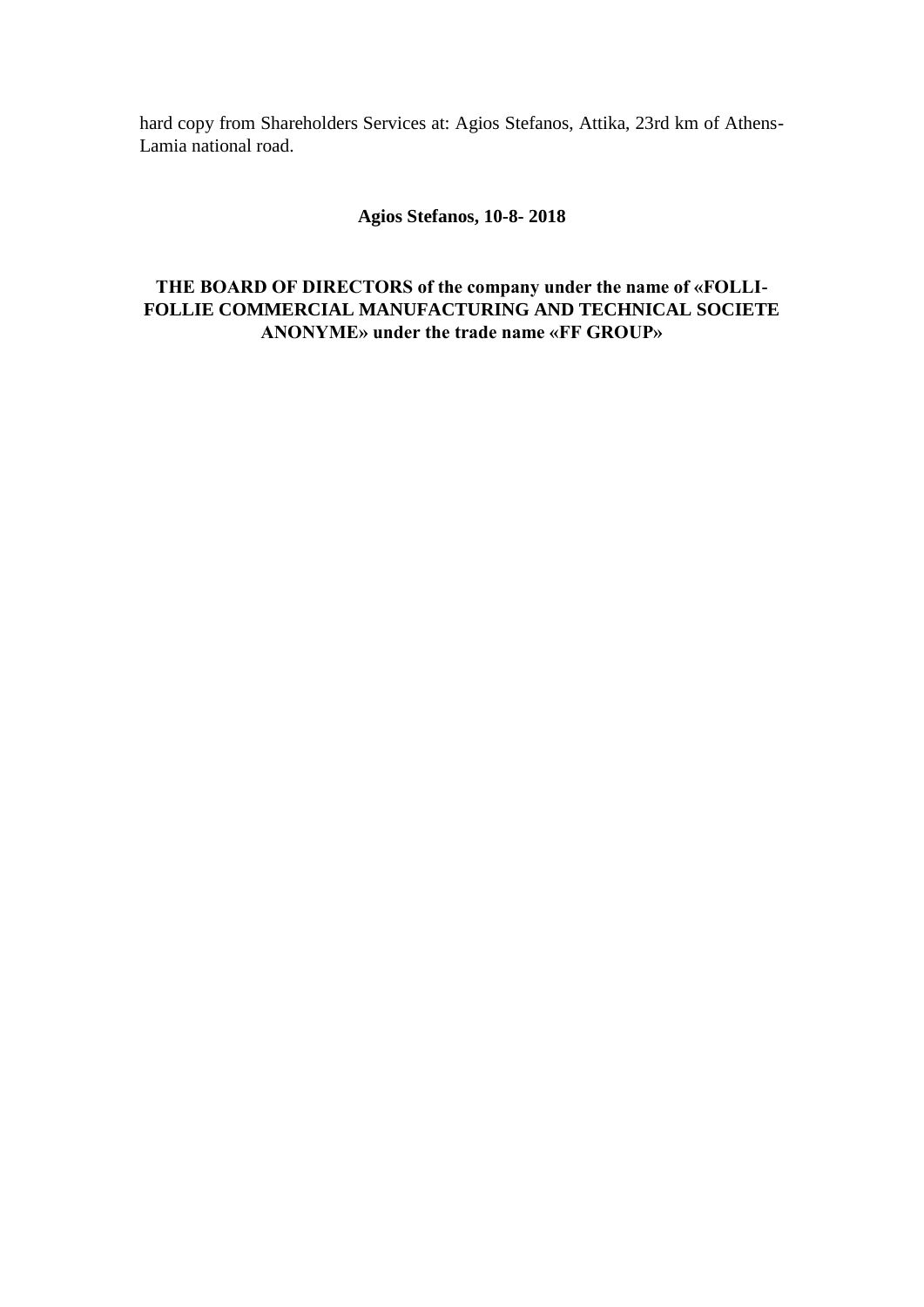hard copy from Shareholders Services at: Agios Stefanos, Attika, 23rd km of Athens-Lamia national road.

**Agios Stefanos, 10-8- 2018**

**THE BOARD OF DIRECTORS of the company under the name of «FOLLI-FOLLIE COMMERCIAL MANUFACTURING AND TECHNICAL SOCIETE ANONYME» under the trade name «FF GROUP»**